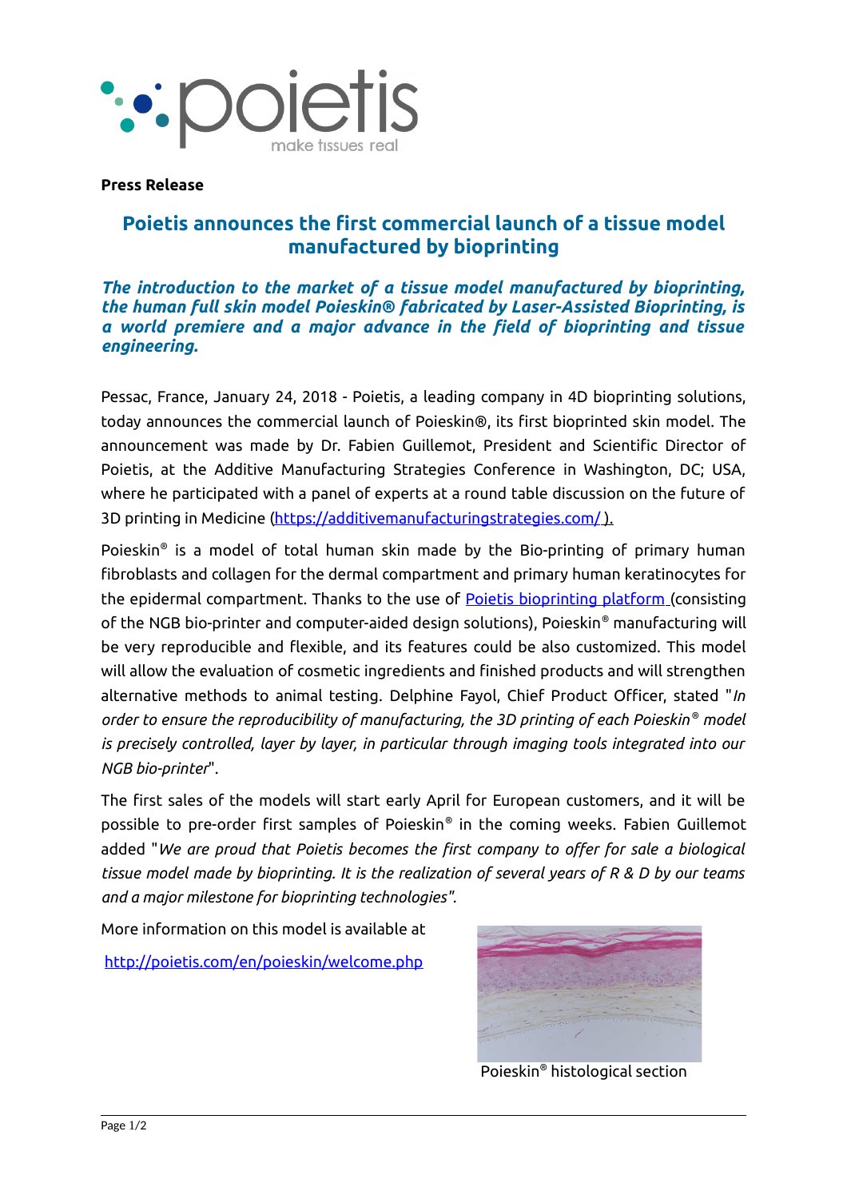**Press Release**

# Poietis announces the first commercial launch of a tissue model manufactured by bioprinting

***The introduction to the market of a tissue model manufactured by bioprinting, the human full skin model Poieskin® fabricated by Laser-Assisted Bioprinting, is a world premiere and a major advance in the field of bioprinting and tissue engineering.***

Pessac, France, January 24, 2018 - Poietis, a leading company in 4D bioprinting solutions, today announces the commercial launch of Poieskin®, its first bioprinted skin model. The announcement was made by Dr. Fabien Guillemot, President and Scientific Director of Poietis, at the Additive Manufacturing Strategies Conference in Washington, DC; USA, where he participated with a panel of experts at a round table discussion on the future of 3D printing in Medicine ([https://additivemanufacturingstrategies.com/](https://additivemanufacturingstrategies.com/) ).

Poieskin® is a model of total human skin made by the Bio-printing of primary human fibroblasts and collagen for the dermal compartment and primary human keratinocytes for the epidermal compartment. Thanks to the use of Poietis bioprinting platform (consisting of the NGB bio-printer and computer-aided design solutions), Poieskin® manufacturing will be very reproducible and flexible, and its features could be also customized. This model will allow the evaluation of cosmetic ingredients and finished products and will strengthen alternative methods to animal testing. Delphine Fayol, Chief Product Officer, stated "*In order to ensure the reproducibility of manufacturing, the 3D printing of each Poieskin® model is precisely controlled, layer by layer, in particular through imaging tools integrated into our NGB bio-printer*".

The first sales of the models will start early April for European customers, and it will be possible to pre-order first samples of Poieskin® in the coming weeks. Fabien Guillemot added "*We are proud that Poietis becomes the first company to offer for sale a biological tissue model made by bioprinting. It is the realization of several years of R & D by our teams and a major milestone for bioprinting technologies".*

More information on this model is available at

[http://poietis.com/en/poieskin/welcome.php](http://poietis.com/en/poieskin/welcome.php)

Poieskin® histological section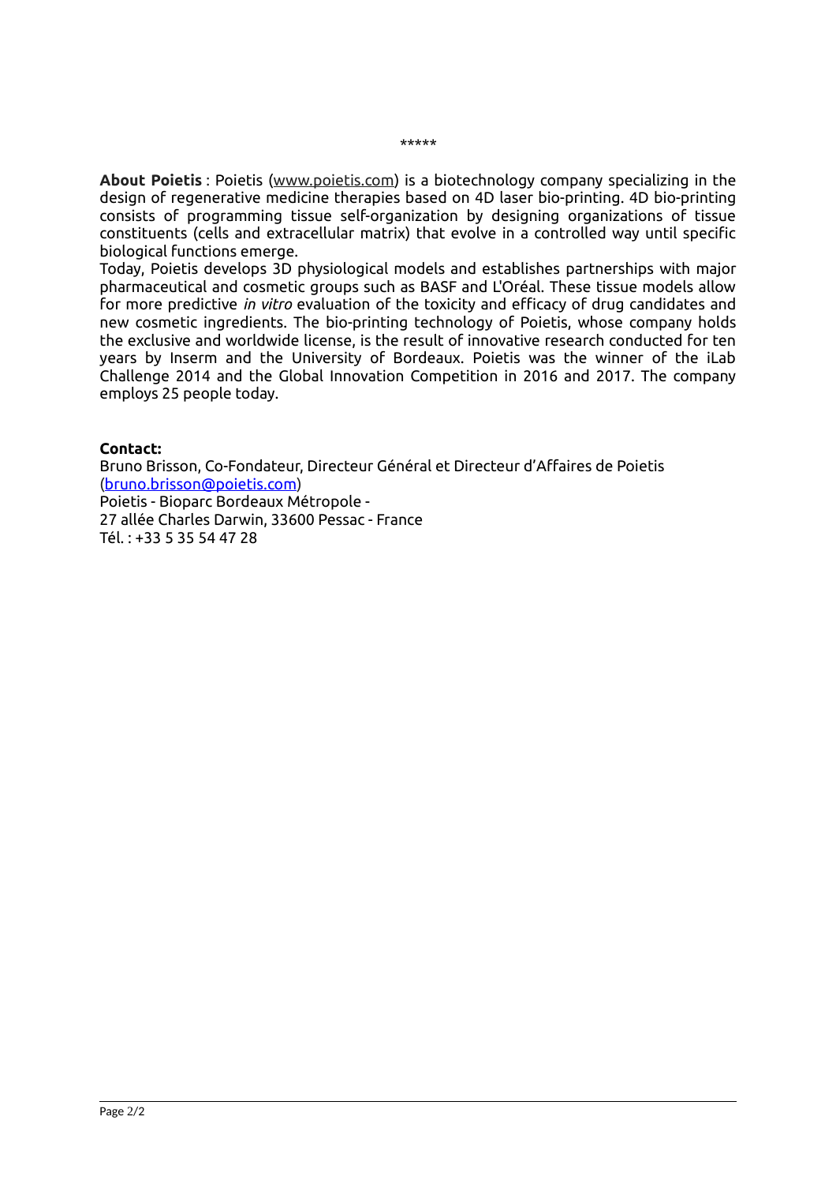*****

**About Poietis** : Poietis (www.poietis.com) is a biotechnology company specializing in the design of regenerative medicine therapies based on 4D laser bio-printing. 4D bio-printing consists of programming tissue self-organization by designing organizations of tissue constituents (cells and extracellular matrix) that evolve in a controlled way until specific biological functions emerge.
Today, Poietis develops 3D physiological models and establishes partnerships with major pharmaceutical and cosmetic groups such as BASF and L'Oréal. These tissue models allow for more predictive *in vitro* evaluation of the toxicity and efficacy of drug candidates and new cosmetic ingredients. The bio-printing technology of Poietis, whose company holds the exclusive and worldwide license, is the result of innovative research conducted for ten years by Inserm and the University of Bordeaux. Poietis was the winner of the iLab Challenge 2014 and the Global Innovation Competition in 2016 and 2017. The company employs 25 people today.

**Contact:**
Bruno Brisson, Co-Fondateur, Directeur Général et Directeur d'Affaires de Poietis (bruno.brisson@poietis.com)
Poietis - Bioparc Bordeaux Métropole -
27 allée Charles Darwin, 33600 Pessac - France
Tél. : +33 5 35 54 47 28